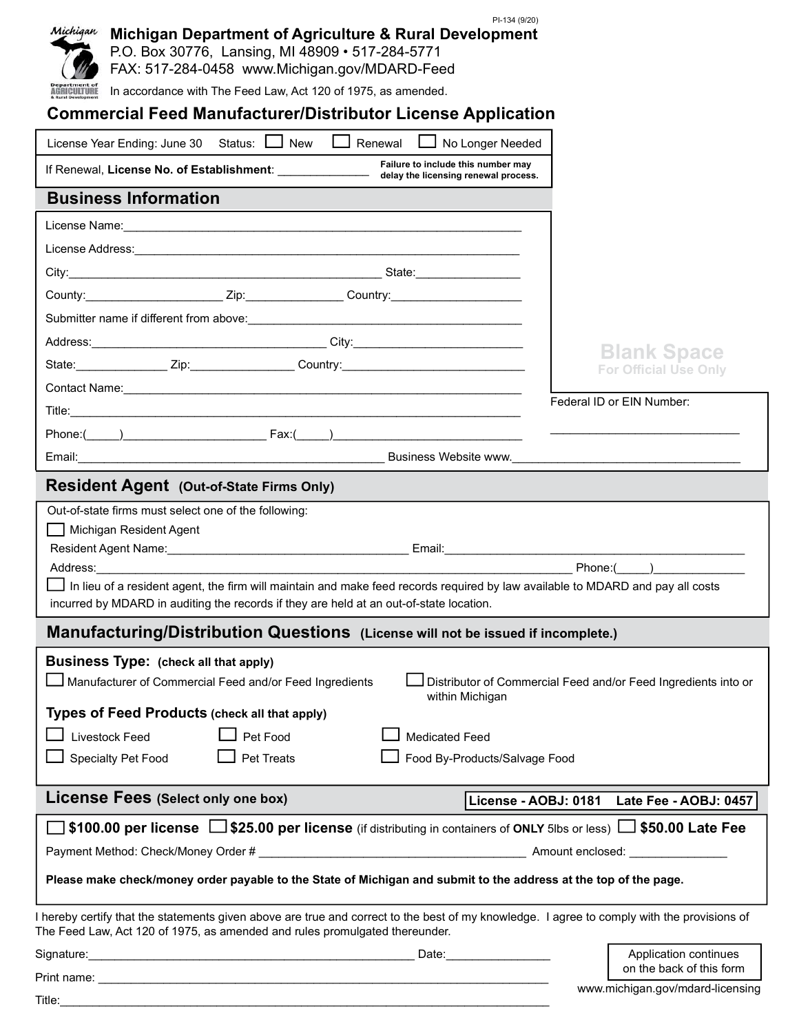PI-134 (9/20)

**Michigan Department of Agriculture & Rural Development**
P.O. Box 30776, Lansing, MI 48909 • 517-284-5771
FAX: 517-284-0458 www.Michigan.gov/MDARD-Feed
In accordance with The Feed Law, Act 120 of 1975, as amended.

# Commercial Feed Manufacturer/Distributor License Application

License Year Ending: June 30 Status: ☐ New ☐ Renewal ☐ No Longer Needed

If Renewal, **License No. of Establishment**: ______________ **Failure to include this number may delay the licensing renewal process.**

## Business Information

License Name: ____________________________________________

License Address: ____________________________________________

City: ______________________________ State: ______________

County: ______________ Zip: ______________ Country: ______________

Submitter name if different from above: ______________________________

Address: ______________________________ City: ______________________

State: ______________ Zip: ______________ Country: ______________

Contact Name: ____________________________________________

Title: ____________________________________________

Phone:(_____)______________________ Fax:(_____)______________________

Email: ______________________________ Business Website www. ______________________________

**Blank Space**
For Official Use Only

Federal ID or EIN Number: ______________________________

## Resident Agent (Out-of-State Firms Only)

Out-of-state firms must select one of the following:

☐ Michigan Resident Agent

Resident Agent Name: ______________________________ Email: ______________________________

Address: ____________________________________________ Phone:(_____)______________

☐ In lieu of a resident agent, the firm will maintain and make feed records required by law available to MDARD and pay all costs incurred by MDARD in auditing the records if they are held at an out-of-state location.

## Manufacturing/Distribution Questions (License will not be issued if incomplete.)

**Business Type: (check all that apply)**

☐ Manufacturer of Commercial Feed and/or Feed Ingredients

☐ Distributor of Commercial Feed and/or Feed Ingredients into or within Michigan

**Types of Feed Products (check all that apply)**

☐ Livestock Feed ☐ Pet Food ☐ Medicated Feed

☐ Specialty Pet Food ☐ Pet Treats ☐ Food By-Products/Salvage Food

## License Fees (Select only one box)

**License - AOBJ: 0181 Late Fee - AOBJ: 0457**

☐ **$100.00 per license** ☐ **$25.00 per license** (if distributing in containers of **ONLY** 5lbs or less) ☐ **$50.00 Late Fee**

Payment Method: Check/Money Order # ______________________________ Amount enclosed: ______________

**Please make check/money order payable to the State of Michigan and submit to the address at the top of the page.**

I hereby certify that the statements given above are true and correct to the best of my knowledge. I agree to comply with the provisions of The Feed Law, Act 120 of 1975, as amended and rules promulgated thereunder.

Signature: ______________________________ Date: ______________

Print name: ____________________________________________

Title: ____________________________________________

Application continues on the back of this form

www.michigan.gov/mdard-licensing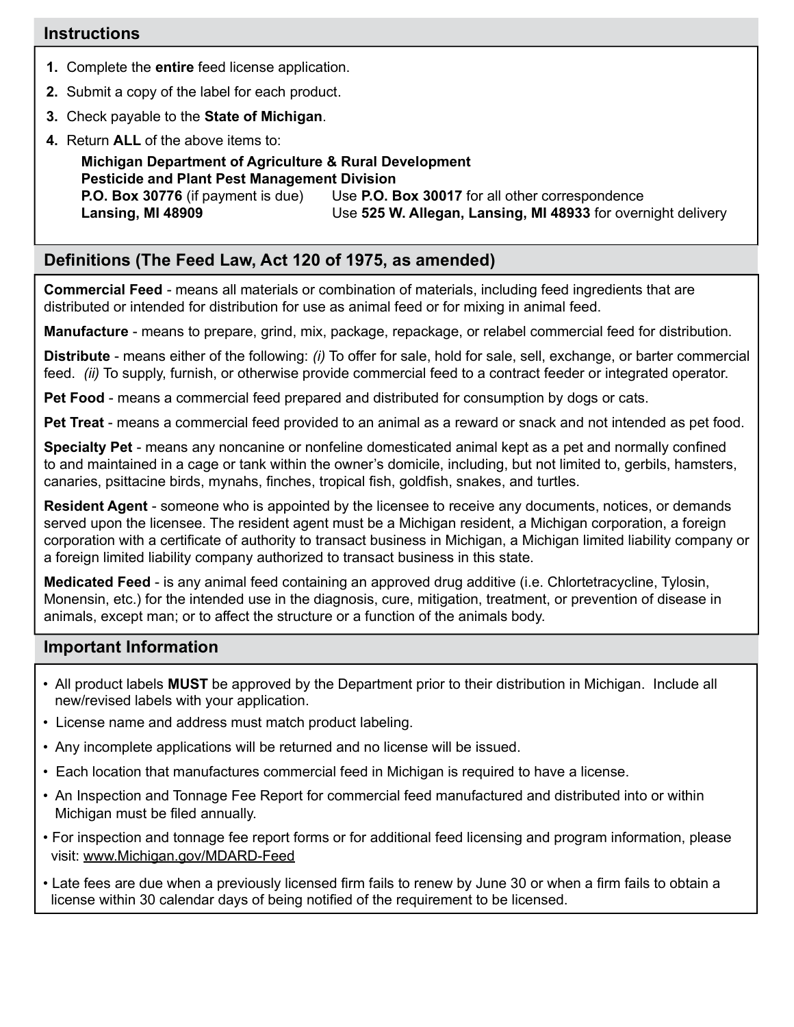## Instructions

1. Complete the **entire** feed license application.
2. Submit a copy of the label for each product.
3. Check payable to the **State of Michigan**.
4. Return **ALL** of the above items to:

   **Michigan Department of Agriculture & Rural Development**
   **Pesticide and Plant Pest Management Division**
   **P.O. Box 30776** (if payment is due) Use **P.O. Box 30017** for all other correspondence
   **Lansing, MI 48909** Use **525 W. Allegan, Lansing, MI 48933** for overnight delivery

## Definitions (The Feed Law, Act 120 of 1975, as amended)

**Commercial Feed** - means all materials or combination of materials, including feed ingredients that are distributed or intended for distribution for use as animal feed or for mixing in animal feed.

**Manufacture** - means to prepare, grind, mix, package, repackage, or relabel commercial feed for distribution.

**Distribute** - means either of the following: *(i)* To offer for sale, hold for sale, sell, exchange, or barter commercial feed. *(ii)* To supply, furnish, or otherwise provide commercial feed to a contract feeder or integrated operator.

**Pet Food** - means a commercial feed prepared and distributed for consumption by dogs or cats.

**Pet Treat** - means a commercial feed provided to an animal as a reward or snack and not intended as pet food.

**Specialty Pet** - means any noncanine or nonfeline domesticated animal kept as a pet and normally confined to and maintained in a cage or tank within the owner's domicile, including, but not limited to, gerbils, hamsters, canaries, psittacine birds, mynahs, finches, tropical fish, goldfish, snakes, and turtles.

**Resident Agent** - someone who is appointed by the licensee to receive any documents, notices, or demands served upon the licensee. The resident agent must be a Michigan resident, a Michigan corporation, a foreign corporation with a certificate of authority to transact business in Michigan, a Michigan limited liability company or a foreign limited liability company authorized to transact business in this state.

**Medicated Feed** - is any animal feed containing an approved drug additive (i.e. Chlortetracycline, Tylosin, Monensin, etc.) for the intended use in the diagnosis, cure, mitigation, treatment, or prevention of disease in animals, except man; or to affect the structure or a function of the animals body.

## Important Information

- All product labels **MUST** be approved by the Department prior to their distribution in Michigan. Include all new/revised labels with your application.
- License name and address must match product labeling.
- Any incomplete applications will be returned and no license will be issued.
- Each location that manufactures commercial feed in Michigan is required to have a license.
- An Inspection and Tonnage Fee Report for commercial feed manufactured and distributed into or within Michigan must be filed annually.
- For inspection and tonnage fee report forms or for additional feed licensing and program information, please visit: www.Michigan.gov/MDARD-Feed
- Late fees are due when a previously licensed firm fails to renew by June 30 or when a firm fails to obtain a license within 30 calendar days of being notified of the requirement to be licensed.